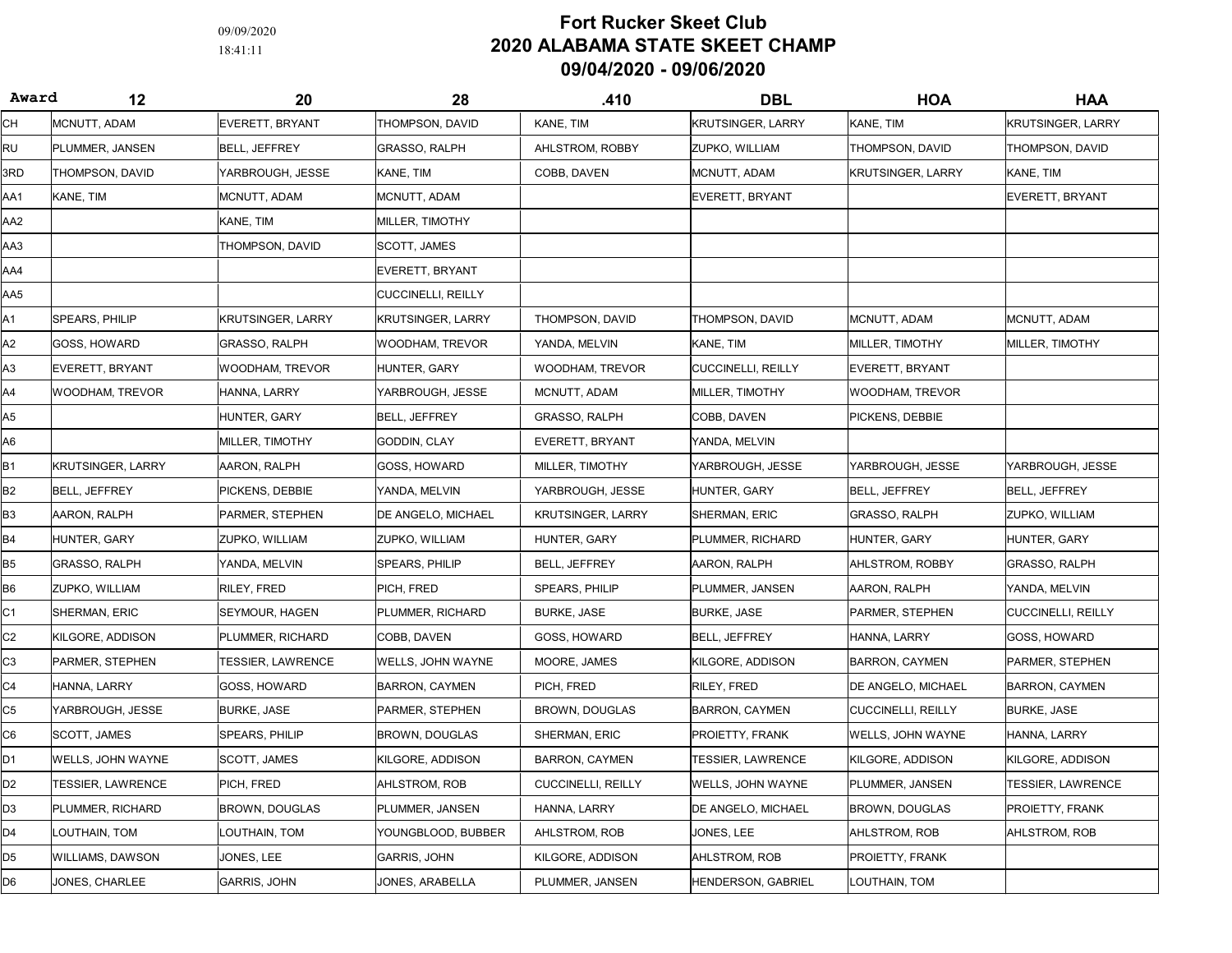09/09/2020
18:41:11

# Fort Rucker Skeet Club
## 2020 ALABAMA STATE SKEET CHAMP
### 09/04/2020 - 09/06/2020

| Award | 12 | 20 | 28 | .410 | DBL | HOA | HAA |
|---|---|---|---|---|---|---|---|
| CH | MCNUTT, ADAM | EVERETT, BRYANT | THOMPSON, DAVID | KANE, TIM | KRUTSINGER, LARRY | KANE, TIM | KRUTSINGER, LARRY |
| RU | PLUMMER, JANSEN | BELL, JEFFREY | GRASSO, RALPH | AHLSTROM, ROBBY | ZUPKO, WILLIAM | THOMPSON, DAVID | THOMPSON, DAVID |
| 3RD | THOMPSON, DAVID | YARBROUGH, JESSE | KANE, TIM | COBB, DAVEN | MCNUTT, ADAM | KRUTSINGER, LARRY | KANE, TIM |
| AA1 | KANE, TIM | MCNUTT, ADAM | MCNUTT, ADAM | | EVERETT, BRYANT | | EVERETT, BRYANT |
| AA2 | | KANE, TIM | MILLER, TIMOTHY | | | | |
| AA3 | | THOMPSON, DAVID | SCOTT, JAMES | | | | |
| AA4 | | | EVERETT, BRYANT | | | | |
| AA5 | | | CUCCINELLI, REILLY | | | | |
| A1 | SPEARS, PHILIP | KRUTSINGER, LARRY | KRUTSINGER, LARRY | THOMPSON, DAVID | THOMPSON, DAVID | MCNUTT, ADAM | MCNUTT, ADAM |
| A2 | GOSS, HOWARD | GRASSO, RALPH | WOODHAM, TREVOR | YANDA, MELVIN | KANE, TIM | MILLER, TIMOTHY | MILLER, TIMOTHY |
| A3 | EVERETT, BRYANT | WOODHAM, TREVOR | HUNTER, GARY | WOODHAM, TREVOR | CUCCINELLI, REILLY | EVERETT, BRYANT | |
| A4 | WOODHAM, TREVOR | HANNA, LARRY | YARBROUGH, JESSE | MCNUTT, ADAM | MILLER, TIMOTHY | WOODHAM, TREVOR | |
| A5 | | HUNTER, GARY | BELL, JEFFREY | GRASSO, RALPH | COBB, DAVEN | PICKENS, DEBBIE | |
| A6 | | MILLER, TIMOTHY | GODDIN, CLAY | EVERETT, BRYANT | YANDA, MELVIN | | |
| B1 | KRUTSINGER, LARRY | AARON, RALPH | GOSS, HOWARD | MILLER, TIMOTHY | YARBROUGH, JESSE | YARBROUGH, JESSE | YARBROUGH, JESSE |
| B2 | BELL, JEFFREY | PICKENS, DEBBIE | YANDA, MELVIN | YARBROUGH, JESSE | HUNTER, GARY | BELL, JEFFREY | BELL, JEFFREY |
| B3 | AARON, RALPH | PARMER, STEPHEN | DE ANGELO, MICHAEL | KRUTSINGER, LARRY | SHERMAN, ERIC | GRASSO, RALPH | ZUPKO, WILLIAM |
| B4 | HUNTER, GARY | ZUPKO, WILLIAM | ZUPKO, WILLIAM | HUNTER, GARY | PLUMMER, RICHARD | HUNTER, GARY | HUNTER, GARY |
| B5 | GRASSO, RALPH | YANDA, MELVIN | SPEARS, PHILIP | BELL, JEFFREY | AARON, RALPH | AHLSTROM, ROBBY | GRASSO, RALPH |
| B6 | ZUPKO, WILLIAM | RILEY, FRED | PICH, FRED | SPEARS, PHILIP | PLUMMER, JANSEN | AARON, RALPH | YANDA, MELVIN |
| C1 | SHERMAN, ERIC | SEYMOUR, HAGEN | PLUMMER, RICHARD | BURKE, JASE | BURKE, JASE | PARMER, STEPHEN | CUCCINELLI, REILLY |
| C2 | KILGORE, ADDISON | PLUMMER, RICHARD | COBB, DAVEN | GOSS, HOWARD | BELL, JEFFREY | HANNA, LARRY | GOSS, HOWARD |
| C3 | PARMER, STEPHEN | TESSIER, LAWRENCE | WELLS, JOHN WAYNE | MOORE, JAMES | KILGORE, ADDISON | BARRON, CAYMEN | PARMER, STEPHEN |
| C4 | HANNA, LARRY | GOSS, HOWARD | BARRON, CAYMEN | PICH, FRED | RILEY, FRED | DE ANGELO, MICHAEL | BARRON, CAYMEN |
| C5 | YARBROUGH, JESSE | BURKE, JASE | PARMER, STEPHEN | BROWN, DOUGLAS | BARRON, CAYMEN | CUCCINELLI, REILLY | BURKE, JASE |
| C6 | SCOTT, JAMES | SPEARS, PHILIP | BROWN, DOUGLAS | SHERMAN, ERIC | PROIETTY, FRANK | WELLS, JOHN WAYNE | HANNA, LARRY |
| D1 | WELLS, JOHN WAYNE | SCOTT, JAMES | KILGORE, ADDISON | BARRON, CAYMEN | TESSIER, LAWRENCE | KILGORE, ADDISON | KILGORE, ADDISON |
| D2 | TESSIER, LAWRENCE | PICH, FRED | AHLSTROM, ROB | CUCCINELLI, REILLY | WELLS, JOHN WAYNE | PLUMMER, JANSEN | TESSIER, LAWRENCE |
| D3 | PLUMMER, RICHARD | BROWN, DOUGLAS | PLUMMER, JANSEN | HANNA, LARRY | DE ANGELO, MICHAEL | BROWN, DOUGLAS | PROIETTY, FRANK |
| D4 | LOUTHAIN, TOM | LOUTHAIN, TOM | YOUNGBLOOD, BUBBER | AHLSTROM, ROB | JONES, LEE | AHLSTROM, ROB | AHLSTROM, ROB |
| D5 | WILLIAMS, DAWSON | JONES, LEE | GARRIS, JOHN | KILGORE, ADDISON | AHLSTROM, ROB | PROIETTY, FRANK | |
| D6 | JONES, CHARLEE | GARRIS, JOHN | JONES, ARABELLA | PLUMMER, JANSEN | HENDERSON, GABRIEL | LOUTHAIN, TOM | |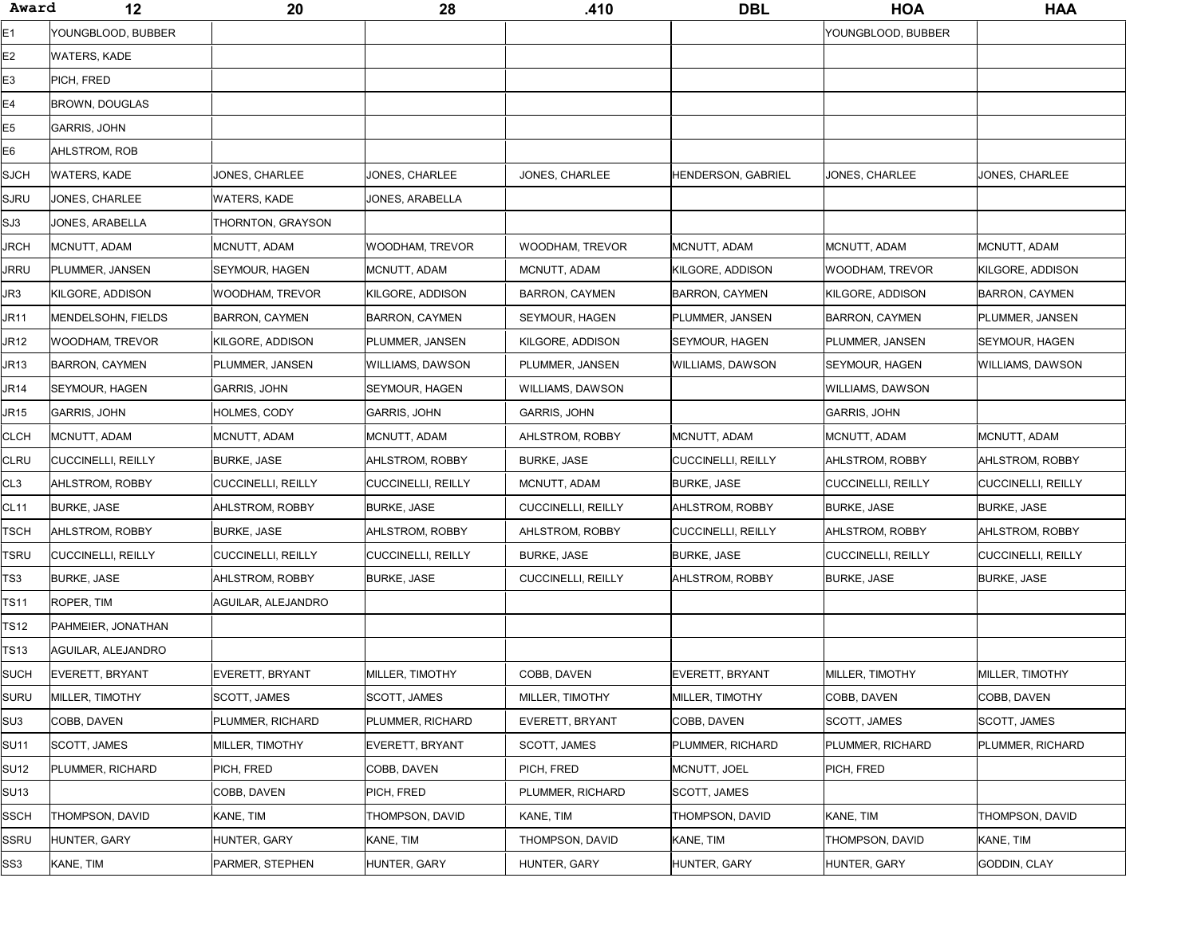| Award | 12 | 20 | 28 | .410 | DBL | HOA | HAA |
|---|---|---|---|---|---|---|---|
| E1 | YOUNGBLOOD, BUBBER | | | | | YOUNGBLOOD, BUBBER | |
| E2 | WATERS, KADE | | | | | | |
| E3 | PICH, FRED | | | | | | |
| E4 | BROWN, DOUGLAS | | | | | | |
| E5 | GARRIS, JOHN | | | | | | |
| E6 | AHLSTROM, ROB | | | | | | |
| SJCH | WATERS, KADE | JONES, CHARLEE | JONES, CHARLEE | JONES, CHARLEE | HENDERSON, GABRIEL | JONES, CHARLEE | JONES, CHARLEE |
| SJRU | JONES, CHARLEE | WATERS, KADE | JONES, ARABELLA | | | | |
| SJ3 | JONES, ARABELLA | THORNTON, GRAYSON | | | | | |
| JRCH | MCNUTT, ADAM | MCNUTT, ADAM | WOODHAM, TREVOR | WOODHAM, TREVOR | MCNUTT, ADAM | MCNUTT, ADAM | MCNUTT, ADAM |
| JRRU | PLUMMER, JANSEN | SEYMOUR, HAGEN | MCNUTT, ADAM | MCNUTT, ADAM | KILGORE, ADDISON | WOODHAM, TREVOR | KILGORE, ADDISON |
| JR3 | KILGORE, ADDISON | WOODHAM, TREVOR | KILGORE, ADDISON | BARRON, CAYMEN | BARRON, CAYMEN | KILGORE, ADDISON | BARRON, CAYMEN |
| JR11 | MENDELSOHN, FIELDS | BARRON, CAYMEN | BARRON, CAYMEN | SEYMOUR, HAGEN | PLUMMER, JANSEN | BARRON, CAYMEN | PLUMMER, JANSEN |
| JR12 | WOODHAM, TREVOR | KILGORE, ADDISON | PLUMMER, JANSEN | KILGORE, ADDISON | SEYMOUR, HAGEN | PLUMMER, JANSEN | SEYMOUR, HAGEN |
| JR13 | BARRON, CAYMEN | PLUMMER, JANSEN | WILLIAMS, DAWSON | PLUMMER, JANSEN | WILLIAMS, DAWSON | SEYMOUR, HAGEN | WILLIAMS, DAWSON |
| JR14 | SEYMOUR, HAGEN | GARRIS, JOHN | SEYMOUR, HAGEN | WILLIAMS, DAWSON | | WILLIAMS, DAWSON | |
| JR15 | GARRIS, JOHN | HOLMES, CODY | GARRIS, JOHN | GARRIS, JOHN | | GARRIS, JOHN | |
| CLCH | MCNUTT, ADAM | MCNUTT, ADAM | MCNUTT, ADAM | AHLSTROM, ROBBY | MCNUTT, ADAM | MCNUTT, ADAM | MCNUTT, ADAM |
| CLRU | CUCCINELLI, REILLY | BURKE, JASE | AHLSTROM, ROBBY | BURKE, JASE | CUCCINELLI, REILLY | AHLSTROM, ROBBY | AHLSTROM, ROBBY |
| CL3 | AHLSTROM, ROBBY | CUCCINELLI, REILLY | CUCCINELLI, REILLY | MCNUTT, ADAM | BURKE, JASE | CUCCINELLI, REILLY | CUCCINELLI, REILLY |
| CL11 | BURKE, JASE | AHLSTROM, ROBBY | BURKE, JASE | CUCCINELLI, REILLY | AHLSTROM, ROBBY | BURKE, JASE | BURKE, JASE |
| TSCH | AHLSTROM, ROBBY | BURKE, JASE | AHLSTROM, ROBBY | AHLSTROM, ROBBY | CUCCINELLI, REILLY | AHLSTROM, ROBBY | AHLSTROM, ROBBY |
| TSRU | CUCCINELLI, REILLY | CUCCINELLI, REILLY | CUCCINELLI, REILLY | BURKE, JASE | BURKE, JASE | CUCCINELLI, REILLY | CUCCINELLI, REILLY |
| TS3 | BURKE, JASE | AHLSTROM, ROBBY | BURKE, JASE | CUCCINELLI, REILLY | AHLSTROM, ROBBY | BURKE, JASE | BURKE, JASE |
| TS11 | ROPER, TIM | AGUILAR, ALEJANDRO | | | | | |
| TS12 | PAHMEIER, JONATHAN | | | | | | |
| TS13 | AGUILAR, ALEJANDRO | | | | | | |
| SUCH | EVERETT, BRYANT | EVERETT, BRYANT | MILLER, TIMOTHY | COBB, DAVEN | EVERETT, BRYANT | MILLER, TIMOTHY | MILLER, TIMOTHY |
| SURU | MILLER, TIMOTHY | SCOTT, JAMES | SCOTT, JAMES | MILLER, TIMOTHY | MILLER, TIMOTHY | COBB, DAVEN | COBB, DAVEN |
| SU3 | COBB, DAVEN | PLUMMER, RICHARD | PLUMMER, RICHARD | EVERETT, BRYANT | COBB, DAVEN | SCOTT, JAMES | SCOTT, JAMES |
| SU11 | SCOTT, JAMES | MILLER, TIMOTHY | EVERETT, BRYANT | SCOTT, JAMES | PLUMMER, RICHARD | PLUMMER, RICHARD | PLUMMER, RICHARD |
| SU12 | PLUMMER, RICHARD | PICH, FRED | COBB, DAVEN | PICH, FRED | MCNUTT, JOEL | PICH, FRED | |
| SU13 | | COBB, DAVEN | PICH, FRED | PLUMMER, RICHARD | SCOTT, JAMES | | |
| SSCH | THOMPSON, DAVID | KANE, TIM | THOMPSON, DAVID | KANE, TIM | THOMPSON, DAVID | KANE, TIM | THOMPSON, DAVID |
| SSRU | HUNTER, GARY | HUNTER, GARY | KANE, TIM | THOMPSON, DAVID | KANE, TIM | THOMPSON, DAVID | KANE, TIM |
| SS3 | KANE, TIM | PARMER, STEPHEN | HUNTER, GARY | HUNTER, GARY | HUNTER, GARY | HUNTER, GARY | GODDIN, CLAY |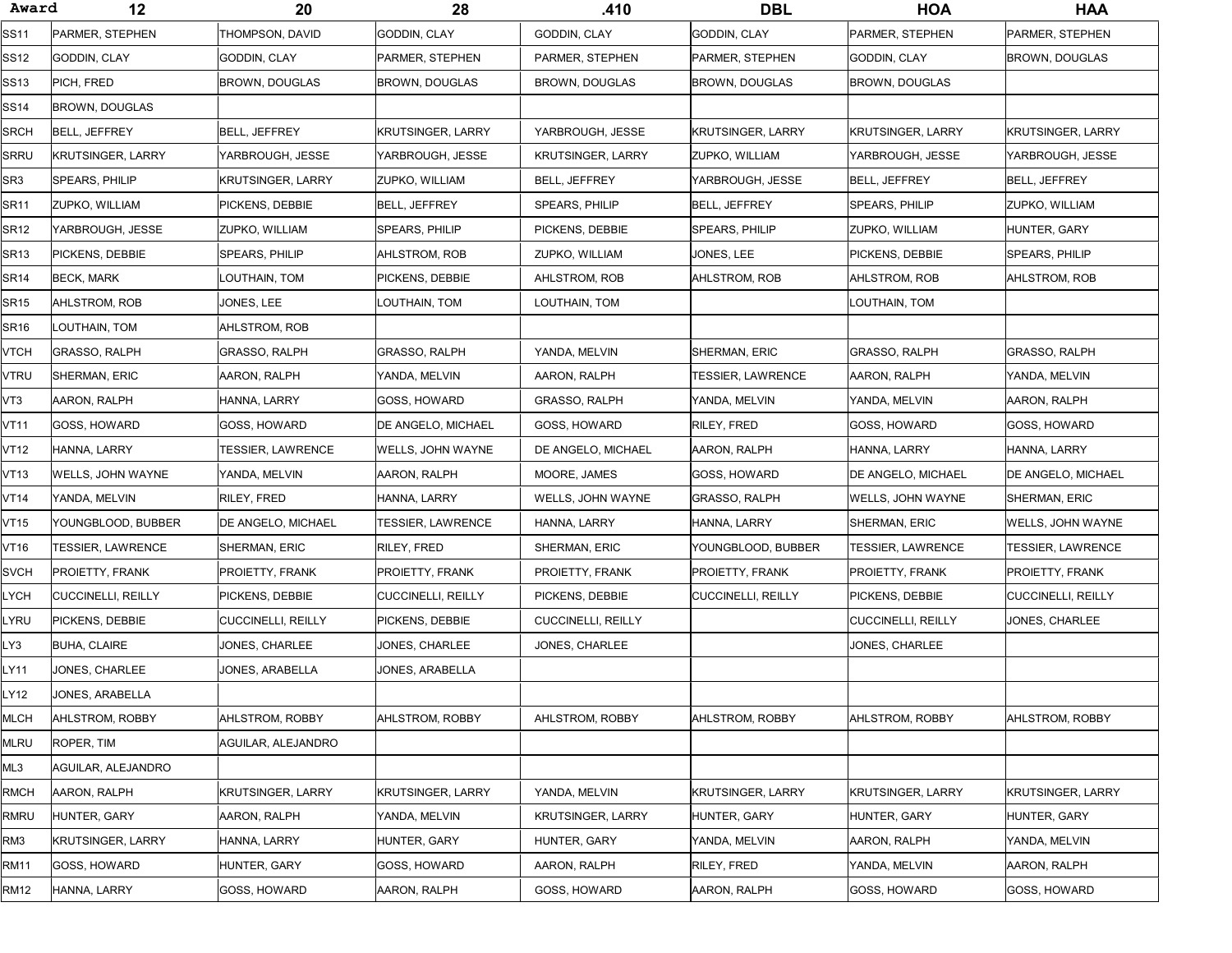| Award | 12 | 20 | 28 | .410 | DBL | HOA | HAA |
|---|---|---|---|---|---|---|---|
| SS11 | PARMER, STEPHEN | THOMPSON, DAVID | GODDIN, CLAY | GODDIN, CLAY | GODDIN, CLAY | PARMER, STEPHEN | PARMER, STEPHEN |
| SS12 | GODDIN, CLAY | GODDIN, CLAY | PARMER, STEPHEN | PARMER, STEPHEN | PARMER, STEPHEN | GODDIN, CLAY | BROWN, DOUGLAS |
| SS13 | PICH, FRED | BROWN, DOUGLAS | BROWN, DOUGLAS | BROWN, DOUGLAS | BROWN, DOUGLAS | BROWN, DOUGLAS | |
| SS14 | BROWN, DOUGLAS | | | | | | |
| SRCH | BELL, JEFFREY | BELL, JEFFREY | KRUTSINGER, LARRY | YARBROUGH, JESSE | KRUTSINGER, LARRY | KRUTSINGER, LARRY | KRUTSINGER, LARRY |
| SRRU | KRUTSINGER, LARRY | YARBROUGH, JESSE | YARBROUGH, JESSE | KRUTSINGER, LARRY | ZUPKO, WILLIAM | YARBROUGH, JESSE | YARBROUGH, JESSE |
| SR3 | SPEARS, PHILIP | KRUTSINGER, LARRY | ZUPKO, WILLIAM | BELL, JEFFREY | YARBROUGH, JESSE | BELL, JEFFREY | BELL, JEFFREY |
| SR11 | ZUPKO, WILLIAM | PICKENS, DEBBIE | BELL, JEFFREY | SPEARS, PHILIP | BELL, JEFFREY | SPEARS, PHILIP | ZUPKO, WILLIAM |
| SR12 | YARBROUGH, JESSE | ZUPKO, WILLIAM | SPEARS, PHILIP | PICKENS, DEBBIE | SPEARS, PHILIP | ZUPKO, WILLIAM | HUNTER, GARY |
| SR13 | PICKENS, DEBBIE | SPEARS, PHILIP | AHLSTROM, ROB | ZUPKO, WILLIAM | JONES, LEE | PICKENS, DEBBIE | SPEARS, PHILIP |
| SR14 | BECK, MARK | LOUTHAIN, TOM | PICKENS, DEBBIE | AHLSTROM, ROB | AHLSTROM, ROB | AHLSTROM, ROB | AHLSTROM, ROB |
| SR15 | AHLSTROM, ROB | JONES, LEE | LOUTHAIN, TOM | LOUTHAIN, TOM | | LOUTHAIN, TOM | |
| SR16 | LOUTHAIN, TOM | AHLSTROM, ROB | | | | | |
| VTCH | GRASSO, RALPH | GRASSO, RALPH | GRASSO, RALPH | YANDA, MELVIN | SHERMAN, ERIC | GRASSO, RALPH | GRASSO, RALPH |
| VTRU | SHERMAN, ERIC | AARON, RALPH | YANDA, MELVIN | AARON, RALPH | TESSIER, LAWRENCE | AARON, RALPH | YANDA, MELVIN |
| VT3 | AARON, RALPH | HANNA, LARRY | GOSS, HOWARD | GRASSO, RALPH | YANDA, MELVIN | YANDA, MELVIN | AARON, RALPH |
| VT11 | GOSS, HOWARD | GOSS, HOWARD | DE ANGELO, MICHAEL | GOSS, HOWARD | RILEY, FRED | GOSS, HOWARD | GOSS, HOWARD |
| VT12 | HANNA, LARRY | TESSIER, LAWRENCE | WELLS, JOHN WAYNE | DE ANGELO, MICHAEL | AARON, RALPH | HANNA, LARRY | HANNA, LARRY |
| VT13 | WELLS, JOHN WAYNE | YANDA, MELVIN | AARON, RALPH | MOORE, JAMES | GOSS, HOWARD | DE ANGELO, MICHAEL | DE ANGELO, MICHAEL |
| VT14 | YANDA, MELVIN | RILEY, FRED | HANNA, LARRY | WELLS, JOHN WAYNE | GRASSO, RALPH | WELLS, JOHN WAYNE | SHERMAN, ERIC |
| VT15 | YOUNGBLOOD, BUBBER | DE ANGELO, MICHAEL | TESSIER, LAWRENCE | HANNA, LARRY | HANNA, LARRY | SHERMAN, ERIC | WELLS, JOHN WAYNE |
| VT16 | TESSIER, LAWRENCE | SHERMAN, ERIC | RILEY, FRED | SHERMAN, ERIC | YOUNGBLOOD, BUBBER | TESSIER, LAWRENCE | TESSIER, LAWRENCE |
| SVCH | PROIETTY, FRANK | PROIETTY, FRANK | PROIETTY, FRANK | PROIETTY, FRANK | PROIETTY, FRANK | PROIETTY, FRANK | PROIETTY, FRANK |
| LYCH | CUCCINELLI, REILLY | PICKENS, DEBBIE | CUCCINELLI, REILLY | PICKENS, DEBBIE | CUCCINELLI, REILLY | PICKENS, DEBBIE | CUCCINELLI, REILLY |
| LYRU | PICKENS, DEBBIE | CUCCINELLI, REILLY | PICKENS, DEBBIE | CUCCINELLI, REILLY | | CUCCINELLI, REILLY | JONES, CHARLEE |
| LY3 | BUHA, CLAIRE | JONES, CHARLEE | JONES, CHARLEE | JONES, CHARLEE | | JONES, CHARLEE | |
| LY11 | JONES, CHARLEE | JONES, ARABELLA | JONES, ARABELLA | | | | |
| LY12 | JONES, ARABELLA | | | | | | |
| MLCH | AHLSTROM, ROBBY | AHLSTROM, ROBBY | AHLSTROM, ROBBY | AHLSTROM, ROBBY | AHLSTROM, ROBBY | AHLSTROM, ROBBY | AHLSTROM, ROBBY |
| MLRU | ROPER, TIM | AGUILAR, ALEJANDRO | | | | | |
| ML3 | AGUILAR, ALEJANDRO | | | | | | |
| RMCH | AARON, RALPH | KRUTSINGER, LARRY | KRUTSINGER, LARRY | YANDA, MELVIN | KRUTSINGER, LARRY | KRUTSINGER, LARRY | KRUTSINGER, LARRY |
| RMRU | HUNTER, GARY | AARON, RALPH | YANDA, MELVIN | KRUTSINGER, LARRY | HUNTER, GARY | HUNTER, GARY | HUNTER, GARY |
| RM3 | KRUTSINGER, LARRY | HANNA, LARRY | HUNTER, GARY | HUNTER, GARY | YANDA, MELVIN | AARON, RALPH | YANDA, MELVIN |
| RM11 | GOSS, HOWARD | HUNTER, GARY | GOSS, HOWARD | AARON, RALPH | RILEY, FRED | YANDA, MELVIN | AARON, RALPH |
| RM12 | HANNA, LARRY | GOSS, HOWARD | AARON, RALPH | GOSS, HOWARD | AARON, RALPH | GOSS, HOWARD | GOSS, HOWARD |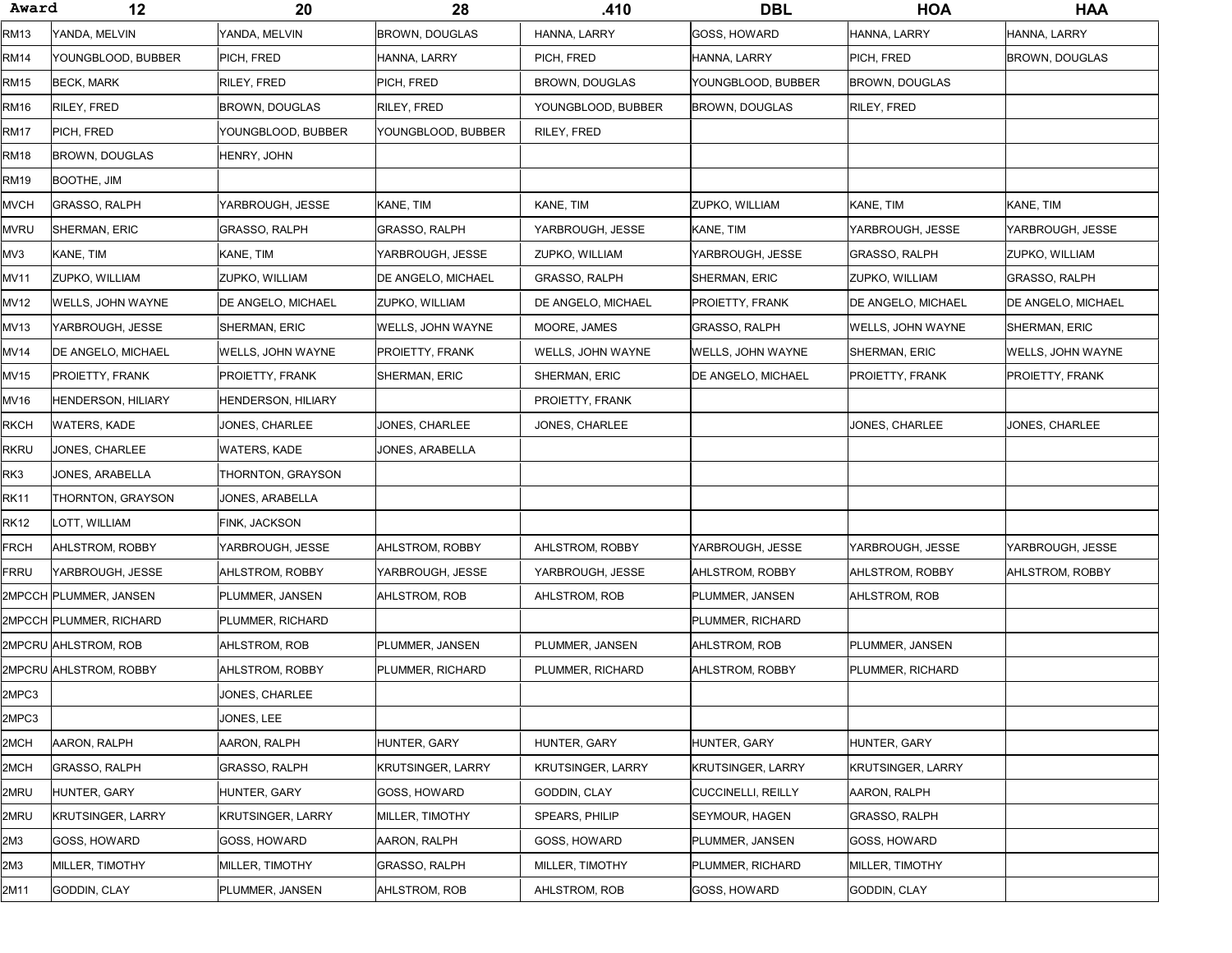| Award | 12 | 20 | 28 | .410 | DBL | HOA | HAA |
|---|---|---|---|---|---|---|---|
| RM13 | YANDA, MELVIN | YANDA, MELVIN | BROWN, DOUGLAS | HANNA, LARRY | GOSS, HOWARD | HANNA, LARRY | HANNA, LARRY |
| RM14 | YOUNGBLOOD, BUBBER | PICH, FRED | HANNA, LARRY | PICH, FRED | HANNA, LARRY | PICH, FRED | BROWN, DOUGLAS |
| RM15 | BECK, MARK | RILEY, FRED | PICH, FRED | BROWN, DOUGLAS | YOUNGBLOOD, BUBBER | BROWN, DOUGLAS | |
| RM16 | RILEY, FRED | BROWN, DOUGLAS | RILEY, FRED | YOUNGBLOOD, BUBBER | BROWN, DOUGLAS | RILEY, FRED | |
| RM17 | PICH, FRED | YOUNGBLOOD, BUBBER | YOUNGBLOOD, BUBBER | RILEY, FRED | | | |
| RM18 | BROWN, DOUGLAS | HENRY, JOHN | | | | | |
| RM19 | BOOTHE, JIM | | | | | | |
| MVCH | GRASSO, RALPH | YARBROUGH, JESSE | KANE, TIM | KANE, TIM | ZUPKO, WILLIAM | KANE, TIM | KANE, TIM |
| MVRU | SHERMAN, ERIC | GRASSO, RALPH | GRASSO, RALPH | YARBROUGH, JESSE | KANE, TIM | YARBROUGH, JESSE | YARBROUGH, JESSE |
| MV3 | KANE, TIM | KANE, TIM | YARBROUGH, JESSE | ZUPKO, WILLIAM | YARBROUGH, JESSE | GRASSO, RALPH | ZUPKO, WILLIAM |
| MV11 | ZUPKO, WILLIAM | ZUPKO, WILLIAM | DE ANGELO, MICHAEL | GRASSO, RALPH | SHERMAN, ERIC | ZUPKO, WILLIAM | GRASSO, RALPH |
| MV12 | WELLS, JOHN WAYNE | DE ANGELO, MICHAEL | ZUPKO, WILLIAM | DE ANGELO, MICHAEL | PROIETTY, FRANK | DE ANGELO, MICHAEL | DE ANGELO, MICHAEL |
| MV13 | YARBROUGH, JESSE | SHERMAN, ERIC | WELLS, JOHN WAYNE | MOORE, JAMES | GRASSO, RALPH | WELLS, JOHN WAYNE | SHERMAN, ERIC |
| MV14 | DE ANGELO, MICHAEL | WELLS, JOHN WAYNE | PROIETTY, FRANK | WELLS, JOHN WAYNE | WELLS, JOHN WAYNE | SHERMAN, ERIC | WELLS, JOHN WAYNE |
| MV15 | PROIETTY, FRANK | PROIETTY, FRANK | SHERMAN, ERIC | SHERMAN, ERIC | DE ANGELO, MICHAEL | PROIETTY, FRANK | PROIETTY, FRANK |
| MV16 | HENDERSON, HILIARY | HENDERSON, HILIARY | | PROIETTY, FRANK | | | |
| RKCH | WATERS, KADE | JONES, CHARLEE | JONES, CHARLEE | JONES, CHARLEE | | JONES, CHARLEE | JONES, CHARLEE |
| RKRU | JONES, CHARLEE | WATERS, KADE | JONES, ARABELLA | | | | |
| RK3 | JONES, ARABELLA | THORNTON, GRAYSON | | | | | |
| RK11 | THORNTON, GRAYSON | JONES, ARABELLA | | | | | |
| RK12 | LOTT, WILLIAM | FINK, JACKSON | | | | | |
| FRCH | AHLSTROM, ROBBY | YARBROUGH, JESSE | AHLSTROM, ROBBY | AHLSTROM, ROBBY | YARBROUGH, JESSE | YARBROUGH, JESSE | YARBROUGH, JESSE |
| FRRU | YARBROUGH, JESSE | AHLSTROM, ROBBY | YARBROUGH, JESSE | YARBROUGH, JESSE | AHLSTROM, ROBBY | AHLSTROM, ROBBY | AHLSTROM, ROBBY |
| 2MPCCH | PLUMMER, JANSEN | PLUMMER, JANSEN | AHLSTROM, ROB | AHLSTROM, ROB | PLUMMER, JANSEN | AHLSTROM, ROB | |
| 2MPCCH | PLUMMER, RICHARD | PLUMMER, RICHARD | | | PLUMMER, RICHARD | | |
| 2MPCRU | AHLSTROM, ROB | AHLSTROM, ROB | PLUMMER, JANSEN | PLUMMER, JANSEN | AHLSTROM, ROB | PLUMMER, JANSEN | |
| 2MPCRU | AHLSTROM, ROBBY | AHLSTROM, ROBBY | PLUMMER, RICHARD | PLUMMER, RICHARD | AHLSTROM, ROBBY | PLUMMER, RICHARD | |
| 2MPC3 | | JONES, CHARLEE | | | | | |
| 2MPC3 | | JONES, LEE | | | | | |
| 2MCH | AARON, RALPH | AARON, RALPH | HUNTER, GARY | HUNTER, GARY | HUNTER, GARY | HUNTER, GARY | |
| 2MCH | GRASSO, RALPH | GRASSO, RALPH | KRUTSINGER, LARRY | KRUTSINGER, LARRY | KRUTSINGER, LARRY | KRUTSINGER, LARRY | |
| 2MRU | HUNTER, GARY | HUNTER, GARY | GOSS, HOWARD | GODDIN, CLAY | CUCCINELLI, REILLY | AARON, RALPH | |
| 2MRU | KRUTSINGER, LARRY | KRUTSINGER, LARRY | MILLER, TIMOTHY | SPEARS, PHILIP | SEYMOUR, HAGEN | GRASSO, RALPH | |
| 2M3 | GOSS, HOWARD | GOSS, HOWARD | AARON, RALPH | GOSS, HOWARD | PLUMMER, JANSEN | GOSS, HOWARD | |
| 2M3 | MILLER, TIMOTHY | MILLER, TIMOTHY | GRASSO, RALPH | MILLER, TIMOTHY | PLUMMER, RICHARD | MILLER, TIMOTHY | |
| 2M11 | GODDIN, CLAY | PLUMMER, JANSEN | AHLSTROM, ROB | AHLSTROM, ROB | GOSS, HOWARD | GODDIN, CLAY | |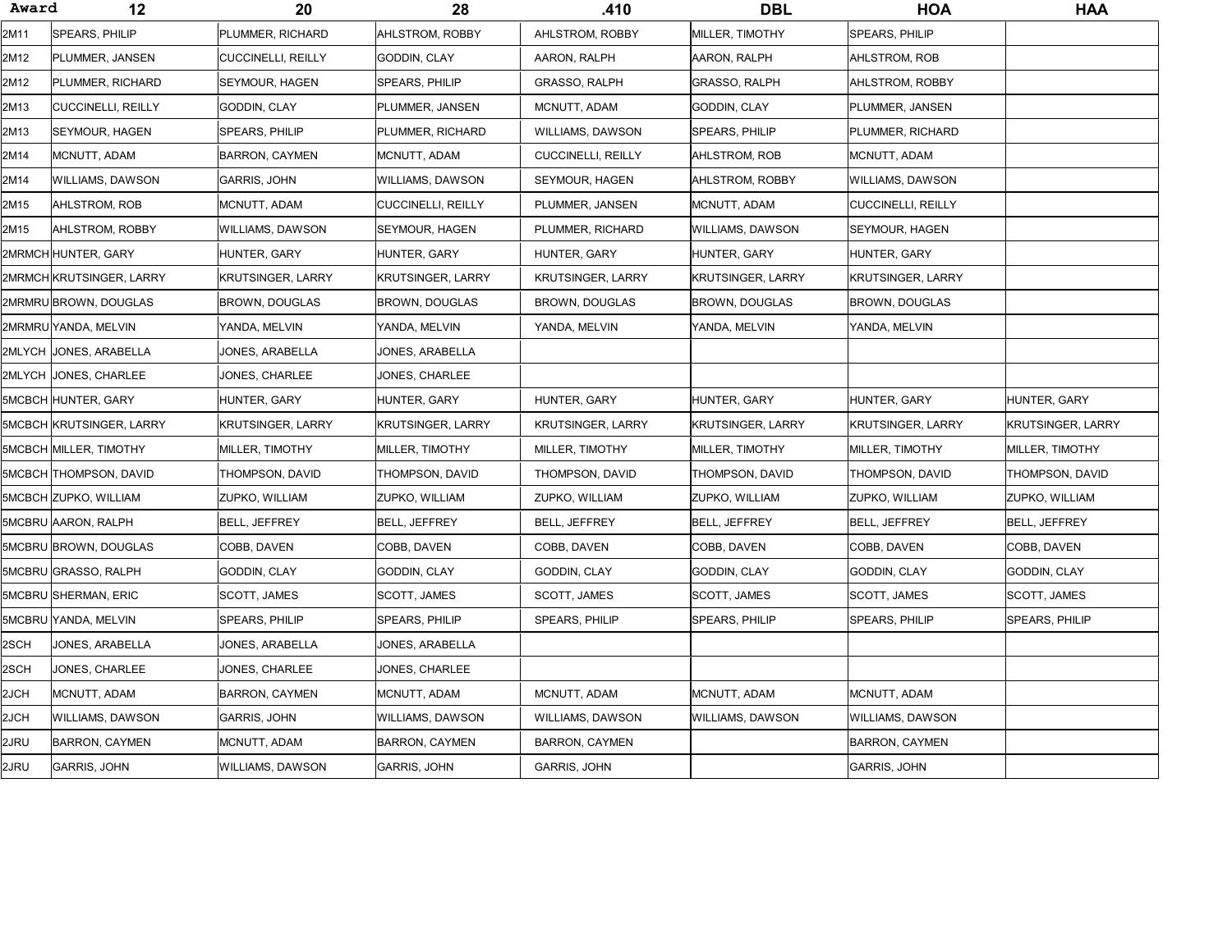| Award | 12 | 20 | 28 | .410 | DBL | HOA | HAA |
|---|---|---|---|---|---|---|---|
| 2M11 | SPEARS, PHILIP | PLUMMER, RICHARD | AHLSTROM, ROBBY | AHLSTROM, ROBBY | MILLER, TIMOTHY | SPEARS, PHILIP | |
| 2M12 | PLUMMER, JANSEN | CUCCINELLI, REILLY | GODDIN, CLAY | AARON, RALPH | AARON, RALPH | AHLSTROM, ROB | |
| 2M12 | PLUMMER, RICHARD | SEYMOUR, HAGEN | SPEARS, PHILIP | GRASSO, RALPH | GRASSO, RALPH | AHLSTROM, ROBBY | |
| 2M13 | CUCCINELLI, REILLY | GODDIN, CLAY | PLUMMER, JANSEN | MCNUTT, ADAM | GODDIN, CLAY | PLUMMER, JANSEN | |
| 2M13 | SEYMOUR, HAGEN | SPEARS, PHILIP | PLUMMER, RICHARD | WILLIAMS, DAWSON | SPEARS, PHILIP | PLUMMER, RICHARD | |
| 2M14 | MCNUTT, ADAM | BARRON, CAYMEN | MCNUTT, ADAM | CUCCINELLI, REILLY | AHLSTROM, ROB | MCNUTT, ADAM | |
| 2M14 | WILLIAMS, DAWSON | GARRIS, JOHN | WILLIAMS, DAWSON | SEYMOUR, HAGEN | AHLSTROM, ROBBY | WILLIAMS, DAWSON | |
| 2M15 | AHLSTROM, ROB | MCNUTT, ADAM | CUCCINELLI, REILLY | PLUMMER, JANSEN | MCNUTT, ADAM | CUCCINELLI, REILLY | |
| 2M15 | AHLSTROM, ROBBY | WILLIAMS, DAWSON | SEYMOUR, HAGEN | PLUMMER, RICHARD | WILLIAMS, DAWSON | SEYMOUR, HAGEN | |
| 2MRMCH | HUNTER, GARY | HUNTER, GARY | HUNTER, GARY | HUNTER, GARY | HUNTER, GARY | HUNTER, GARY | |
| 2MRMCH | KRUTSINGER, LARRY | KRUTSINGER, LARRY | KRUTSINGER, LARRY | KRUTSINGER, LARRY | KRUTSINGER, LARRY | KRUTSINGER, LARRY | |
| 2MRMRU | BROWN, DOUGLAS | BROWN, DOUGLAS | BROWN, DOUGLAS | BROWN, DOUGLAS | BROWN, DOUGLAS | BROWN, DOUGLAS | |
| 2MRMRU | YANDA, MELVIN | YANDA, MELVIN | YANDA, MELVIN | YANDA, MELVIN | YANDA, MELVIN | YANDA, MELVIN | |
| 2MLYCH | JONES, ARABELLA | JONES, ARABELLA | JONES, ARABELLA | | | | |
| 2MLYCH | JONES, CHARLEE | JONES, CHARLEE | JONES, CHARLEE | | | | |
| 5MCBCH | HUNTER, GARY | HUNTER, GARY | HUNTER, GARY | HUNTER, GARY | HUNTER, GARY | HUNTER, GARY | HUNTER, GARY |
| 5MCBCH | KRUTSINGER, LARRY | KRUTSINGER, LARRY | KRUTSINGER, LARRY | KRUTSINGER, LARRY | KRUTSINGER, LARRY | KRUTSINGER, LARRY | KRUTSINGER, LARRY |
| 5MCBCH | MILLER, TIMOTHY | MILLER, TIMOTHY | MILLER, TIMOTHY | MILLER, TIMOTHY | MILLER, TIMOTHY | MILLER, TIMOTHY | MILLER, TIMOTHY |
| 5MCBCH | THOMPSON, DAVID | THOMPSON, DAVID | THOMPSON, DAVID | THOMPSON, DAVID | THOMPSON, DAVID | THOMPSON, DAVID | THOMPSON, DAVID |
| 5MCBCH | ZUPKO, WILLIAM | ZUPKO, WILLIAM | ZUPKO, WILLIAM | ZUPKO, WILLIAM | ZUPKO, WILLIAM | ZUPKO, WILLIAM | ZUPKO, WILLIAM |
| 5MCBRU | AARON, RALPH | BELL, JEFFREY | BELL, JEFFREY | BELL, JEFFREY | BELL, JEFFREY | BELL, JEFFREY | BELL, JEFFREY |
| 5MCBRU | BROWN, DOUGLAS | COBB, DAVEN | COBB, DAVEN | COBB, DAVEN | COBB, DAVEN | COBB, DAVEN | COBB, DAVEN |
| 5MCBRU | GRASSO, RALPH | GODDIN, CLAY | GODDIN, CLAY | GODDIN, CLAY | GODDIN, CLAY | GODDIN, CLAY | GODDIN, CLAY |
| 5MCBRU | SHERMAN, ERIC | SCOTT, JAMES | SCOTT, JAMES | SCOTT, JAMES | SCOTT, JAMES | SCOTT, JAMES | SCOTT, JAMES |
| 5MCBRU | YANDA, MELVIN | SPEARS, PHILIP | SPEARS, PHILIP | SPEARS, PHILIP | SPEARS, PHILIP | SPEARS, PHILIP | SPEARS, PHILIP |
| 2SCH | JONES, ARABELLA | JONES, ARABELLA | JONES, ARABELLA | | | | |
| 2SCH | JONES, CHARLEE | JONES, CHARLEE | JONES, CHARLEE | | | | |
| 2JCH | MCNUTT, ADAM | BARRON, CAYMEN | MCNUTT, ADAM | MCNUTT, ADAM | MCNUTT, ADAM | MCNUTT, ADAM | |
| 2JCH | WILLIAMS, DAWSON | GARRIS, JOHN | WILLIAMS, DAWSON | WILLIAMS, DAWSON | WILLIAMS, DAWSON | WILLIAMS, DAWSON | |
| 2JRU | BARRON, CAYMEN | MCNUTT, ADAM | BARRON, CAYMEN | BARRON, CAYMEN | | BARRON, CAYMEN | |
| 2JRU | GARRIS, JOHN | WILLIAMS, DAWSON | GARRIS, JOHN | GARRIS, JOHN | | GARRIS, JOHN | |